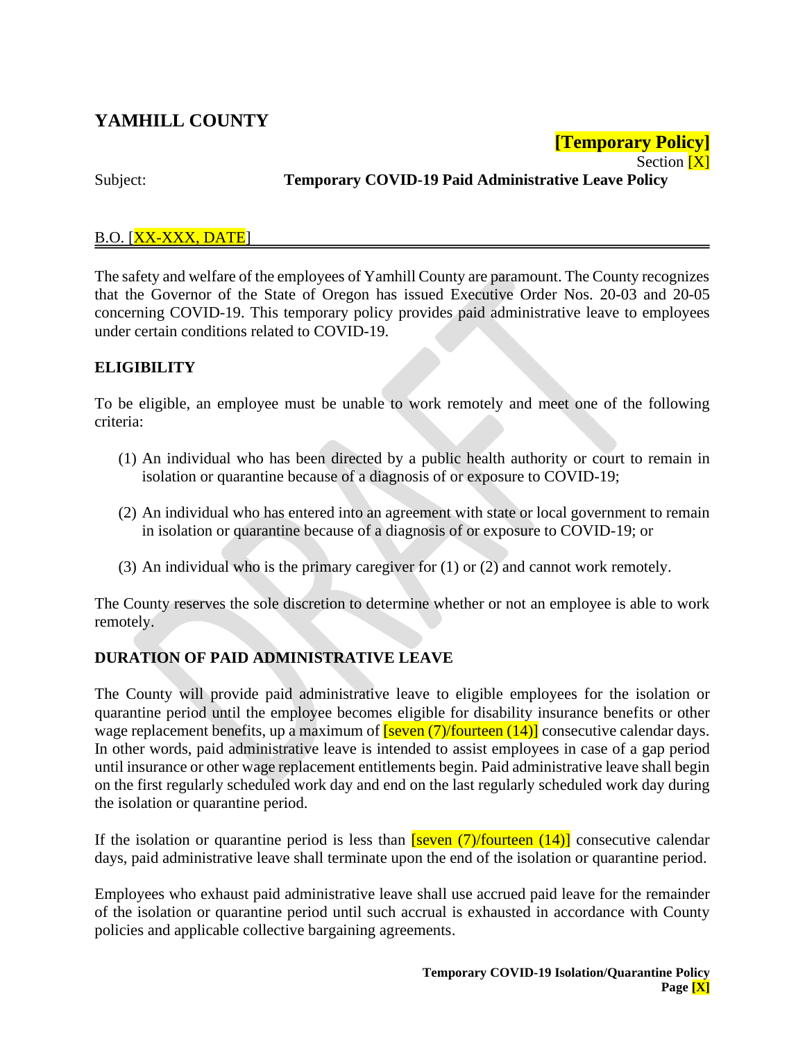# YAMHILL COUNTY

**[Temporary Policy]**
Section [X]

Subject: **Temporary COVID-19 Paid Administrative Leave Policy**

B.O. [XX-XXX, DATE]

The safety and welfare of the employees of Yamhill County are paramount. The County recognizes that the Governor of the State of Oregon has issued Executive Order Nos. 20-03 and 20-05 concerning COVID-19. This temporary policy provides paid administrative leave to employees under certain conditions related to COVID-19.

## ELIGIBILITY

To be eligible, an employee must be unable to work remotely and meet one of the following criteria:

(1) An individual who has been directed by a public health authority or court to remain in isolation or quarantine because of a diagnosis of or exposure to COVID-19;

(2) An individual who has entered into an agreement with state or local government to remain in isolation or quarantine because of a diagnosis of or exposure to COVID-19; or

(3) An individual who is the primary caregiver for (1) or (2) and cannot work remotely.

The County reserves the sole discretion to determine whether or not an employee is able to work remotely.

## DURATION OF PAID ADMINISTRATIVE LEAVE

The County will provide paid administrative leave to eligible employees for the isolation or quarantine period until the employee becomes eligible for disability insurance benefits or other wage replacement benefits, up a maximum of [seven (7)/fourteen (14)] consecutive calendar days. In other words, paid administrative leave is intended to assist employees in case of a gap period until insurance or other wage replacement entitlements begin. Paid administrative leave shall begin on the first regularly scheduled work day and end on the last regularly scheduled work day during the isolation or quarantine period.

If the isolation or quarantine period is less than [seven (7)/fourteen (14)] consecutive calendar days, paid administrative leave shall terminate upon the end of the isolation or quarantine period.

Employees who exhaust paid administrative leave shall use accrued paid leave for the remainder of the isolation or quarantine period until such accrual is exhausted in accordance with County policies and applicable collective bargaining agreements.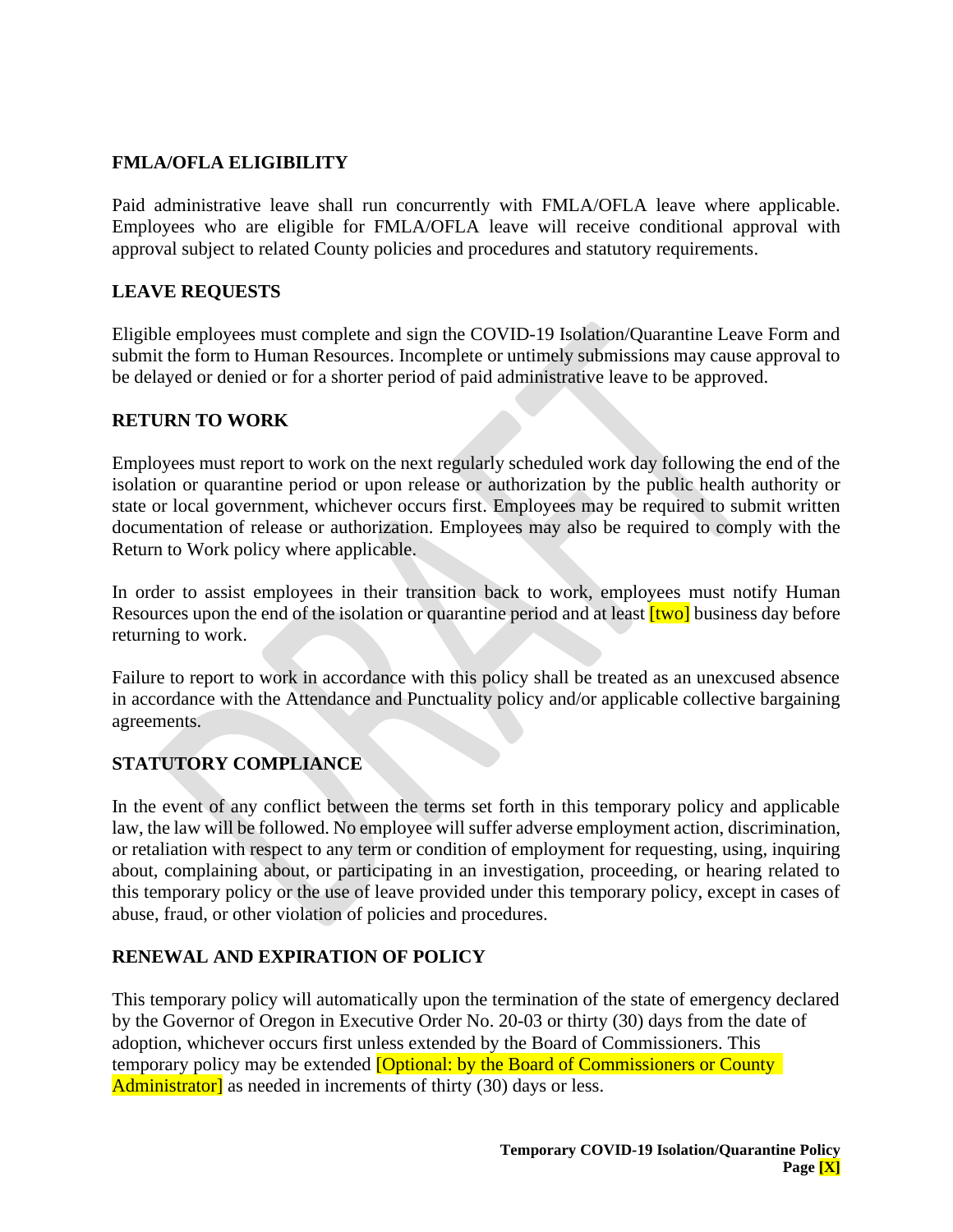## FMLA/OFLA ELIGIBILITY

Paid administrative leave shall run concurrently with FMLA/OFLA leave where applicable. Employees who are eligible for FMLA/OFLA leave will receive conditional approval with approval subject to related County policies and procedures and statutory requirements.

## LEAVE REQUESTS

Eligible employees must complete and sign the COVID-19 Isolation/Quarantine Leave Form and submit the form to Human Resources. Incomplete or untimely submissions may cause approval to be delayed or denied or for a shorter period of paid administrative leave to be approved.

## RETURN TO WORK

Employees must report to work on the next regularly scheduled work day following the end of the isolation or quarantine period or upon release or authorization by the public health authority or state or local government, whichever occurs first. Employees may be required to submit written documentation of release or authorization. Employees may also be required to comply with the Return to Work policy where applicable.

In order to assist employees in their transition back to work, employees must notify Human Resources upon the end of the isolation or quarantine period and at least [two] business day before returning to work.

Failure to report to work in accordance with this policy shall be treated as an unexcused absence in accordance with the Attendance and Punctuality policy and/or applicable collective bargaining agreements.

## STATUTORY COMPLIANCE

In the event of any conflict between the terms set forth in this temporary policy and applicable law, the law will be followed. No employee will suffer adverse employment action, discrimination, or retaliation with respect to any term or condition of employment for requesting, using, inquiring about, complaining about, or participating in an investigation, proceeding, or hearing related to this temporary policy or the use of leave provided under this temporary policy, except in cases of abuse, fraud, or other violation of policies and procedures.

## RENEWAL AND EXPIRATION OF POLICY

This temporary policy will automatically upon the termination of the state of emergency declared by the Governor of Oregon in Executive Order No. 20-03 or thirty (30) days from the date of adoption, whichever occurs first unless extended by the Board of Commissioners. This temporary policy may be extended [Optional: by the Board of Commissioners or County Administrator] as needed in increments of thirty (30) days or less.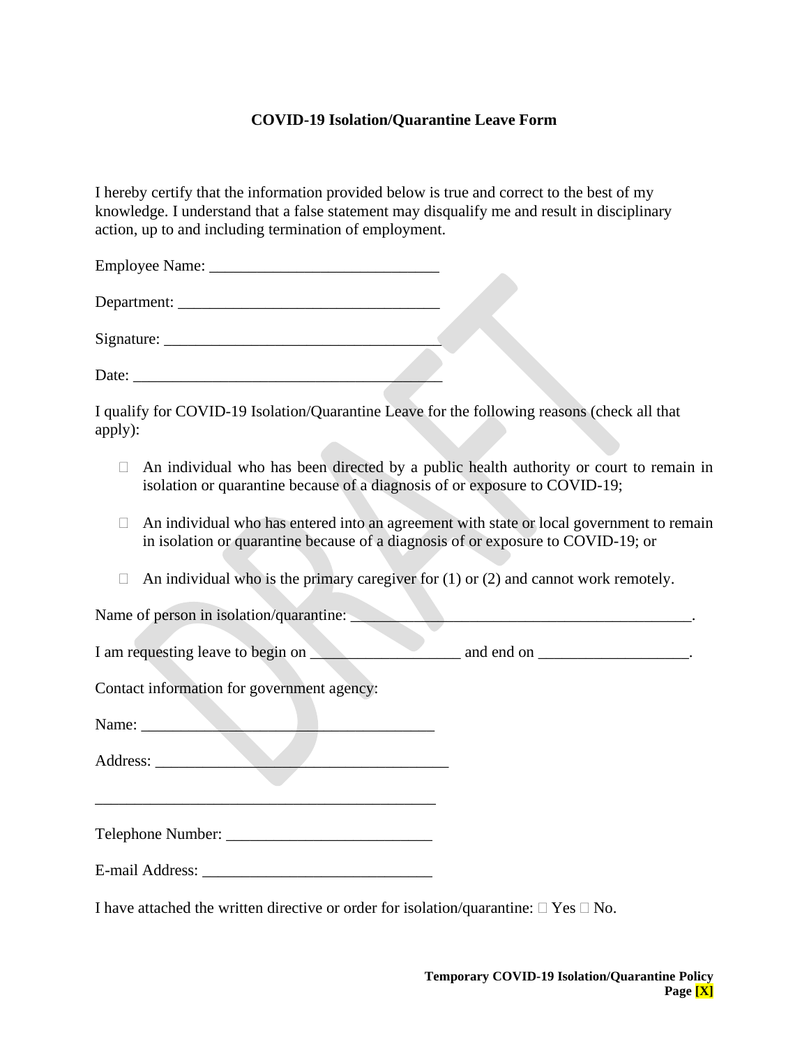**COVID-19 Isolation/Quarantine Leave Form**

I hereby certify that the information provided below is true and correct to the best of my knowledge. I understand that a false statement may disqualify me and result in disciplinary action, up to and including termination of employment.

Employee Name: _____________________________

Department: _________________________________

Signature: ___________________________________

Date: _______________________________________

I qualify for COVID-19 Isolation/Quarantine Leave for the following reasons (check all that apply):

- ☐ An individual who has been directed by a public health authority or court to remain in isolation or quarantine because of a diagnosis of or exposure to COVID-19;
- ☐ An individual who has entered into an agreement with state or local government to remain in isolation or quarantine because of a diagnosis of or exposure to COVID-19; or
- ☐ An individual who is the primary caregiver for (1) or (2) and cannot work remotely.

Name of person in isolation/quarantine: ____________________________________________.

I am requesting leave to begin on ___________________ and end on ___________________.

Contact information for government agency:

Name: ____________________________________

Address: ____________________________________

___________________________________________

Telephone Number: __________________________

E-mail Address: _____________________________

I have attached the written directive or order for isolation/quarantine: ☐ Yes ☐ No.